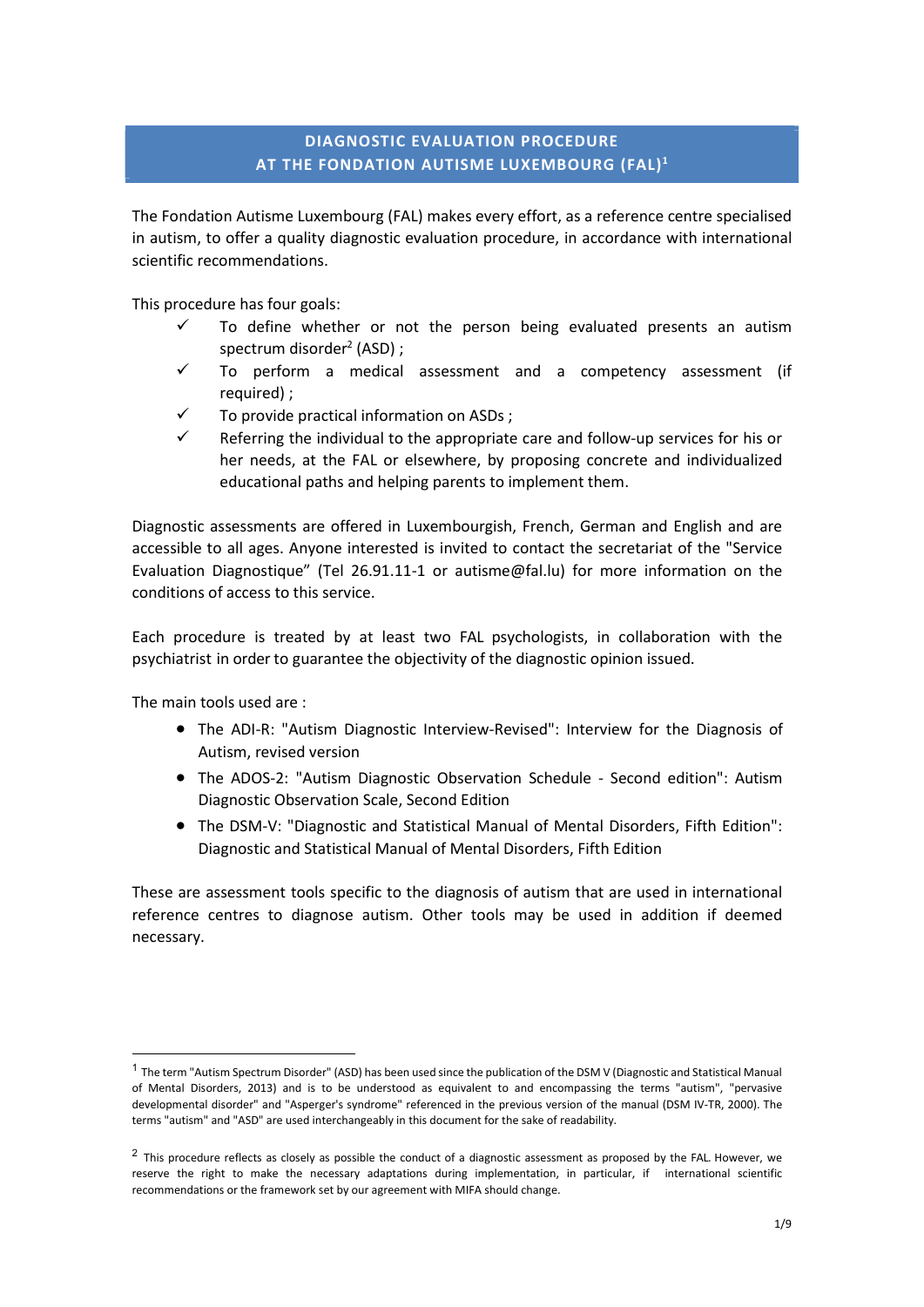# DIAGNOSTIC EVALUATION PROCEDURE AT THE FONDATION AUTISME LUXEMBOURG (FAL)[1]

The Fondation Autisme Luxembourg (FAL) makes every effort, as a reference centre specialised in autism, to offer a quality diagnostic evaluation procedure, in accordance with international scientific recommendations.

This procedure has four goals:

- ✓ To define whether or not the person being evaluated presents an autism spectrum disorder[2] (ASD) ;
- ✓ To perform a medical assessment and a competency assessment (if required) ;
- ✓ To provide practical information on ASDs ;
- ✓ Referring the individual to the appropriate care and follow-up services for his or her needs, at the FAL or elsewhere, by proposing concrete and individualized educational paths and helping parents to implement them.

Diagnostic assessments are offered in Luxembourgish, French, German and English and are accessible to all ages. Anyone interested is invited to contact the secretariat of the "Service Evaluation Diagnostique" (Tel 26.91.11-1 or autisme@fal.lu) for more information on the conditions of access to this service.

Each procedure is treated by at least two FAL psychologists, in collaboration with the psychiatrist in order to guarantee the objectivity of the diagnostic opinion issued.

The main tools used are :

- The ADI-R: "Autism Diagnostic Interview-Revised": Interview for the Diagnosis of Autism, revised version
- The ADOS-2: "Autism Diagnostic Observation Schedule - Second edition": Autism Diagnostic Observation Scale, Second Edition
- The DSM-V: "Diagnostic and Statistical Manual of Mental Disorders, Fifth Edition": Diagnostic and Statistical Manual of Mental Disorders, Fifth Edition

These are assessment tools specific to the diagnosis of autism that are used in international reference centres to diagnose autism. Other tools may be used in addition if deemed necessary.

---

[1] The term "Autism Spectrum Disorder" (ASD) has been used since the publication of the DSM V (Diagnostic and Statistical Manual of Mental Disorders, 2013) and is to be understood as equivalent to and encompassing the terms "autism", "pervasive developmental disorder" and "Asperger's syndrome" referenced in the previous version of the manual (DSM IV-TR, 2000). The terms "autism" and "ASD" are used interchangeably in this document for the sake of readability.

[2] This procedure reflects as closely as possible the conduct of a diagnostic assessment as proposed by the FAL. However, we reserve the right to make the necessary adaptations during implementation, in particular, if international scientific recommendations or the framework set by our agreement with MIFA should change.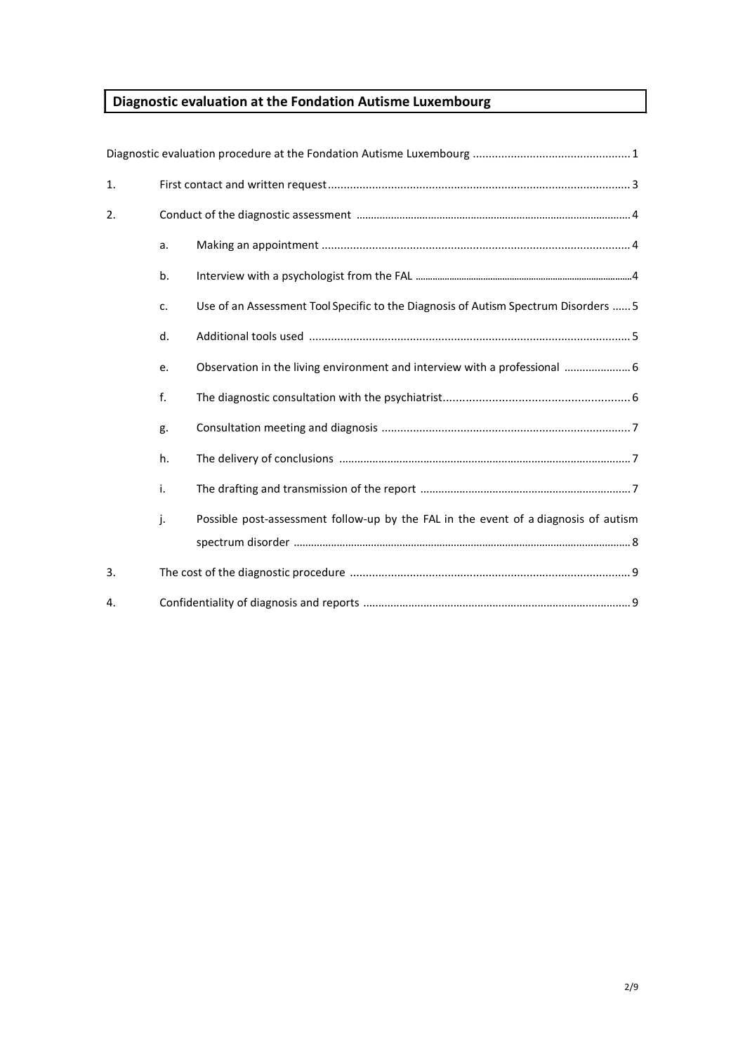# Diagnostic evaluation at the Fondation Autisme Luxembourg

Diagnostic evaluation procedure at the Fondation Autisme Luxembourg .................................................. 1

1. First contact and written request ................................................................................................ 3
2. Conduct of the diagnostic assessment ........................................................................................ 4
   a. Making an appointment ................................................................................................ 4
   b. Interview with a psychologist from the FAL ........................................................................ 4
   c. Use of an Assessment Tool Specific to the Diagnosis of Autism Spectrum Disorders ...... 5
   d. Additional tools used ..................................................................................................... 5
   e. Observation in the living environment and interview with a professional ...................... 6
   f. The diagnostic consultation with the psychiatrist ........................................................... 6
   g. Consultation meeting and diagnosis ............................................................................... 7
   h. The delivery of conclusions ............................................................................................ 7
   i. The drafting and transmission of the report ..................................................................... 7
   j. Possible post-assessment follow-up by the FAL in the event of a diagnosis of autism spectrum disorder ........................................................................................................... 8
3. The cost of the diagnostic procedure ......................................................................................... 9
4. Confidentiality of diagnosis and reports ..................................................................................... 9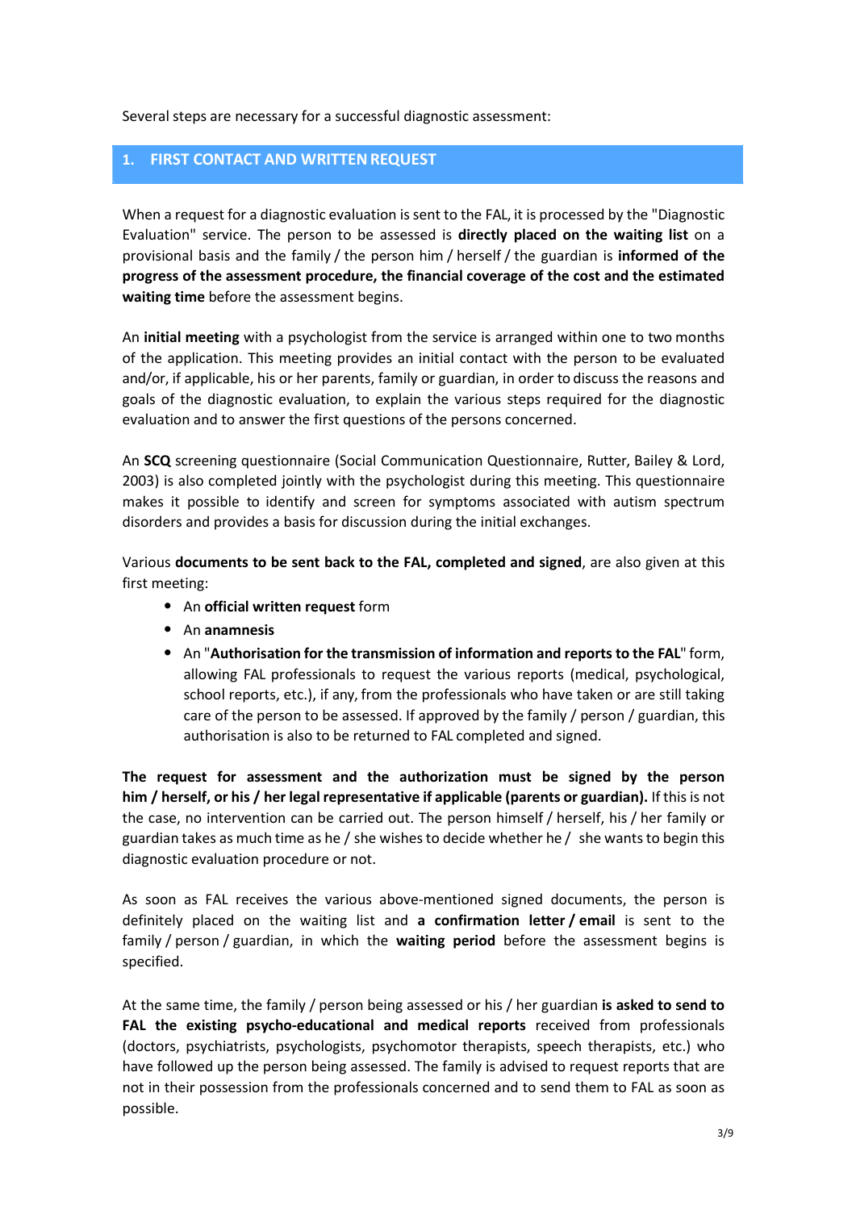Several steps are necessary for a successful diagnostic assessment:

## 1. FIRST CONTACT AND WRITTEN REQUEST

When a request for a diagnostic evaluation is sent to the FAL, it is processed by the "Diagnostic Evaluation" service. The person to be assessed is **directly placed on the waiting list** on a provisional basis and the family / the person him / herself / the guardian is **informed of the progress of the assessment procedure, the financial coverage of the cost and the estimated waiting time** before the assessment begins.

An **initial meeting** with a psychologist from the service is arranged within one to two months of the application. This meeting provides an initial contact with the person to be evaluated and/or, if applicable, his or her parents, family or guardian, in order to discuss the reasons and goals of the diagnostic evaluation, to explain the various steps required for the diagnostic evaluation and to answer the first questions of the persons concerned.

An **SCQ** screening questionnaire (Social Communication Questionnaire, Rutter, Bailey & Lord, 2003) is also completed jointly with the psychologist during this meeting. This questionnaire makes it possible to identify and screen for symptoms associated with autism spectrum disorders and provides a basis for discussion during the initial exchanges.

Various **documents to be sent back to the FAL, completed and signed**, are also given at this first meeting:

- An **official written request** form
- An **anamnesis**
- An "**Authorisation for the transmission of information and reports to the FAL**" form, allowing FAL professionals to request the various reports (medical, psychological, school reports, etc.), if any, from the professionals who have taken or are still taking care of the person to be assessed. If approved by the family / person / guardian, this authorisation is also to be returned to FAL completed and signed.

**The request for assessment and the authorization must be signed by the person him / herself, or his / her legal representative if applicable (parents or guardian).** If this is not the case, no intervention can be carried out. The person himself / herself, his / her family or guardian takes as much time as he / she wishes to decide whether he / she wants to begin this diagnostic evaluation procedure or not.

As soon as FAL receives the various above-mentioned signed documents, the person is definitely placed on the waiting list and **a confirmation letter / email** is sent to the family / person / guardian, in which the **waiting period** before the assessment begins is specified.

At the same time, the family / person being assessed or his / her guardian **is asked to send to FAL the existing psycho-educational and medical reports** received from professionals (doctors, psychiatrists, psychologists, psychomotor therapists, speech therapists, etc.) who have followed up the person being assessed. The family is advised to request reports that are not in their possession from the professionals concerned and to send them to FAL as soon as possible.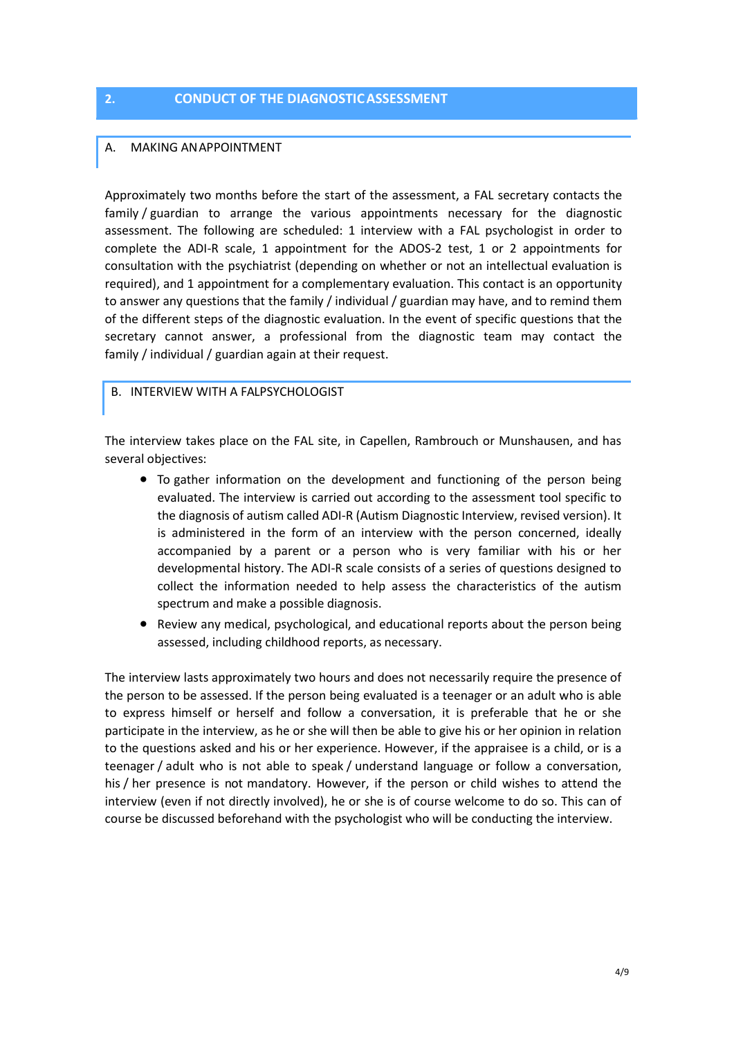## 2. CONDUCT OF THE DIAGNOSTIC ASSESSMENT

### A. MAKING AN APPOINTMENT

Approximately two months before the start of the assessment, a FAL secretary contacts the family / guardian to arrange the various appointments necessary for the diagnostic assessment. The following are scheduled: 1 interview with a FAL psychologist in order to complete the ADI-R scale, 1 appointment for the ADOS-2 test, 1 or 2 appointments for consultation with the psychiatrist (depending on whether or not an intellectual evaluation is required), and 1 appointment for a complementary evaluation. This contact is an opportunity to answer any questions that the family / individual / guardian may have, and to remind them of the different steps of the diagnostic evaluation. In the event of specific questions that the secretary cannot answer, a professional from the diagnostic team may contact the family / individual / guardian again at their request.

### B. INTERVIEW WITH A FAL PSYCHOLOGIST

The interview takes place on the FAL site, in Capellen, Rambrouch or Munshausen, and has several objectives:

- To gather information on the development and functioning of the person being evaluated. The interview is carried out according to the assessment tool specific to the diagnosis of autism called ADI-R (Autism Diagnostic Interview, revised version). It is administered in the form of an interview with the person concerned, ideally accompanied by a parent or a person who is very familiar with his or her developmental history. The ADI-R scale consists of a series of questions designed to collect the information needed to help assess the characteristics of the autism spectrum and make a possible diagnosis.
- Review any medical, psychological, and educational reports about the person being assessed, including childhood reports, as necessary.

The interview lasts approximately two hours and does not necessarily require the presence of the person to be assessed. If the person being evaluated is a teenager or an adult who is able to express himself or herself and follow a conversation, it is preferable that he or she participate in the interview, as he or she will then be able to give his or her opinion in relation to the questions asked and his or her experience. However, if the appraisee is a child, or is a teenager / adult who is not able to speak / understand language or follow a conversation, his / her presence is not mandatory. However, if the person or child wishes to attend the interview (even if not directly involved), he or she is of course welcome to do so. This can of course be discussed beforehand with the psychologist who will be conducting the interview.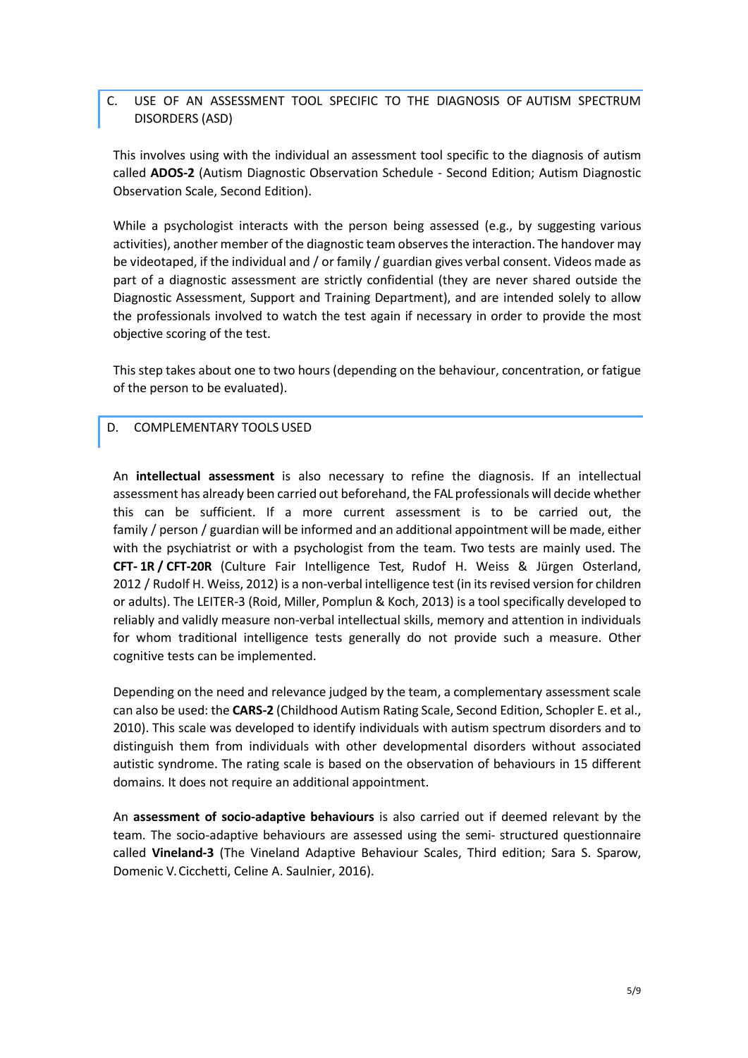## C. USE OF AN ASSESSMENT TOOL SPECIFIC TO THE DIAGNOSIS OF AUTISM SPECTRUM DISORDERS (ASD)

This involves using with the individual an assessment tool specific to the diagnosis of autism called **ADOS-2** (Autism Diagnostic Observation Schedule - Second Edition; Autism Diagnostic Observation Scale, Second Edition).

While a psychologist interacts with the person being assessed (e.g., by suggesting various activities), another member of the diagnostic team observes the interaction. The handover may be videotaped, if the individual and / or family / guardian gives verbal consent. Videos made as part of a diagnostic assessment are strictly confidential (they are never shared outside the Diagnostic Assessment, Support and Training Department), and are intended solely to allow the professionals involved to watch the test again if necessary in order to provide the most objective scoring of the test.

This step takes about one to two hours (depending on the behaviour, concentration, or fatigue of the person to be evaluated).

## D. COMPLEMENTARY TOOLS USED

An **intellectual assessment** is also necessary to refine the diagnosis. If an intellectual assessment has already been carried out beforehand, the FAL professionals will decide whether this can be sufficient. If a more current assessment is to be carried out, the family / person / guardian will be informed and an additional appointment will be made, either with the psychiatrist or with a psychologist from the team. Two tests are mainly used. The **CFT- 1R / CFT-20R** (Culture Fair Intelligence Test, Rudof H. Weiss & Jürgen Osterland, 2012 / Rudolf H. Weiss, 2012) is a non-verbal intelligence test (in its revised version for children or adults). The LEITER-3 (Roid, Miller, Pomplun & Koch, 2013) is a tool specifically developed to reliably and validly measure non-verbal intellectual skills, memory and attention in individuals for whom traditional intelligence tests generally do not provide such a measure. Other cognitive tests can be implemented.

Depending on the need and relevance judged by the team, a complementary assessment scale can also be used: the **CARS-2** (Childhood Autism Rating Scale, Second Edition, Schopler E. et al., 2010). This scale was developed to identify individuals with autism spectrum disorders and to distinguish them from individuals with other developmental disorders without associated autistic syndrome. The rating scale is based on the observation of behaviours in 15 different domains. It does not require an additional appointment.

An **assessment of socio-adaptive behaviours** is also carried out if deemed relevant by the team. The socio-adaptive behaviours are assessed using the semi- structured questionnaire called **Vineland-3** (The Vineland Adaptive Behaviour Scales, Third edition; Sara S. Sparow, Domenic V. Cicchetti, Celine A. Saulnier, 2016).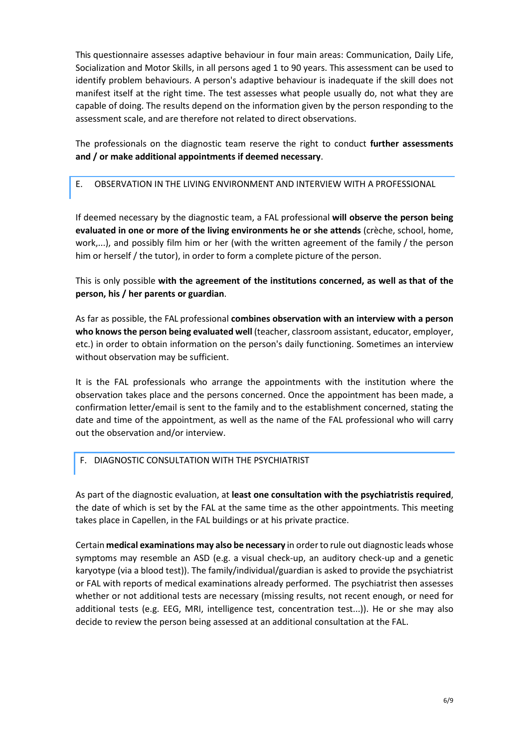This questionnaire assesses adaptive behaviour in four main areas: Communication, Daily Life, Socialization and Motor Skills, in all persons aged 1 to 90 years. This assessment can be used to identify problem behaviours. A person's adaptive behaviour is inadequate if the skill does not manifest itself at the right time. The test assesses what people usually do, not what they are capable of doing. The results depend on the information given by the person responding to the assessment scale, and are therefore not related to direct observations.

The professionals on the diagnostic team reserve the right to conduct **further assessments and / or make additional appointments if deemed necessary**.

## E. OBSERVATION IN THE LIVING ENVIRONMENT AND INTERVIEW WITH A PROFESSIONAL

If deemed necessary by the diagnostic team, a FAL professional **will observe the person being evaluated in one or more of the living environments he or she attends** (crèche, school, home, work,...), and possibly film him or her (with the written agreement of the family / the person him or herself / the tutor), in order to form a complete picture of the person.

This is only possible **with the agreement of the institutions concerned, as well as that of the person, his / her parents or guardian**.

As far as possible, the FAL professional **combines observation with an interview with a person who knows the person being evaluated well** (teacher, classroom assistant, educator, employer, etc.) in order to obtain information on the person's daily functioning. Sometimes an interview without observation may be sufficient.

It is the FAL professionals who arrange the appointments with the institution where the observation takes place and the persons concerned. Once the appointment has been made, a confirmation letter/email is sent to the family and to the establishment concerned, stating the date and time of the appointment, as well as the name of the FAL professional who will carry out the observation and/or interview.

## F. DIAGNOSTIC CONSULTATION WITH THE PSYCHIATRIST

As part of the diagnostic evaluation, at **least one consultation with the psychiatristis required**, the date of which is set by the FAL at the same time as the other appointments. This meeting takes place in Capellen, in the FAL buildings or at his private practice.

Certain **medical examinations may also be necessary** in order to rule out diagnostic leads whose symptoms may resemble an ASD (e.g. a visual check-up, an auditory check-up and a genetic karyotype (via a blood test)). The family/individual/guardian is asked to provide the psychiatrist or FAL with reports of medical examinations already performed. The psychiatrist then assesses whether or not additional tests are necessary (missing results, not recent enough, or need for additional tests (e.g. EEG, MRI, intelligence test, concentration test...)). He or she may also decide to review the person being assessed at an additional consultation at the FAL.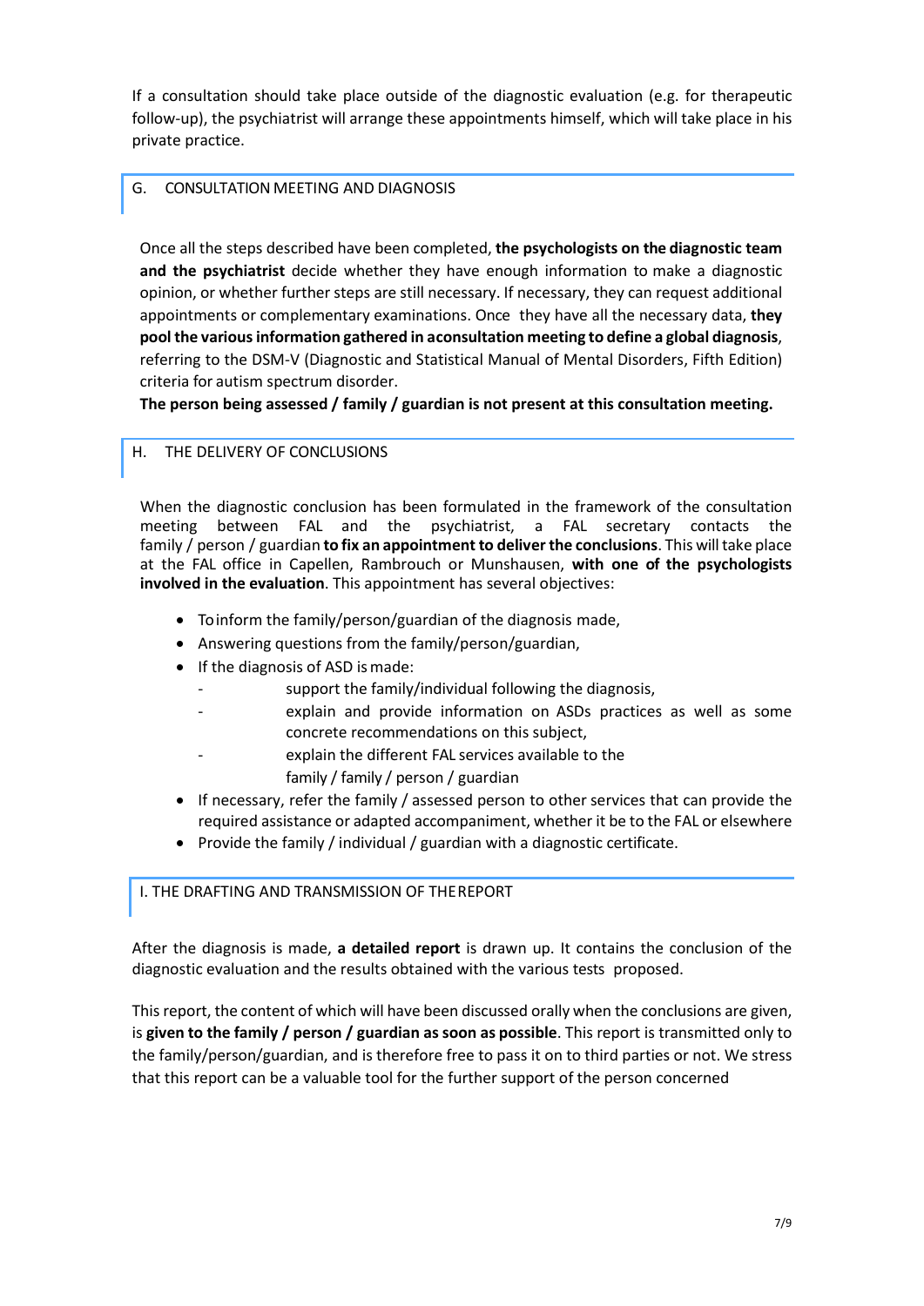If a consultation should take place outside of the diagnostic evaluation (e.g. for therapeutic follow-up), the psychiatrist will arrange these appointments himself, which will take place in his private practice.

## G. CONSULTATION MEETING AND DIAGNOSIS

Once all the steps described have been completed, **the psychologists on the diagnostic team and the psychiatrist** decide whether they have enough information to make a diagnostic opinion, or whether further steps are still necessary. If necessary, they can request additional appointments or complementary examinations. Once they have all the necessary data, **they pool the various information gathered in aconsultation meeting to define a global diagnosis**, referring to the DSM-V (Diagnostic and Statistical Manual of Mental Disorders, Fifth Edition) criteria for autism spectrum disorder.

**The person being assessed / family / guardian is not present at this consultation meeting.**

## H. THE DELIVERY OF CONCLUSIONS

When the diagnostic conclusion has been formulated in the framework of the consultation meeting between FAL and the psychiatrist, a FAL secretary contacts the family / person / guardian **to fix an appointment to deliver the conclusions**. This will take place at the FAL office in Capellen, Rambrouch or Munshausen, **with one of the psychologists involved in the evaluation**. This appointment has several objectives:

- To inform the family/person/guardian of the diagnosis made,
- Answering questions from the family/person/guardian,
- If the diagnosis of ASD is made:
  - support the family/individual following the diagnosis,
  - explain and provide information on ASDs practices as well as some concrete recommendations on this subject,
  - explain the different FAL services available to the family / family / person / guardian
- If necessary, refer the family / assessed person to other services that can provide the required assistance or adapted accompaniment, whether it be to the FAL or elsewhere
- Provide the family / individual / guardian with a diagnostic certificate.

## I. THE DRAFTING AND TRANSMISSION OF THE REPORT

After the diagnosis is made, **a detailed report** is drawn up. It contains the conclusion of the diagnostic evaluation and the results obtained with the various tests proposed.

This report, the content of which will have been discussed orally when the conclusions are given, is **given to the family / person / guardian as soon as possible**. This report is transmitted only to the family/person/guardian, and is therefore free to pass it on to third parties or not. We stress that this report can be a valuable tool for the further support of the person concerned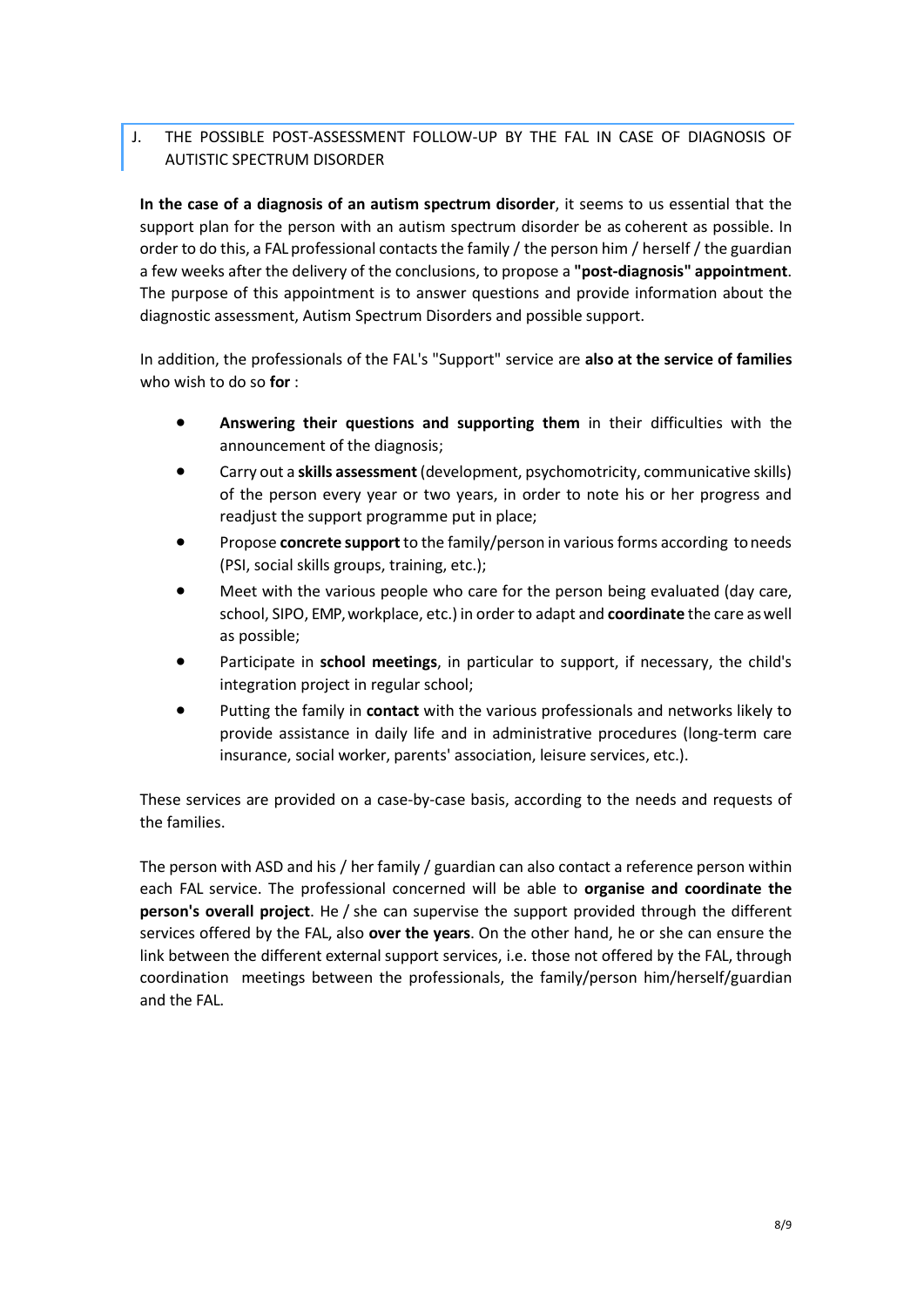## J. THE POSSIBLE POST-ASSESSMENT FOLLOW-UP BY THE FAL IN CASE OF DIAGNOSIS OF AUTISTIC SPECTRUM DISORDER

**In the case of a diagnosis of an autism spectrum disorder**, it seems to us essential that the support plan for the person with an autism spectrum disorder be as coherent as possible. In order to do this, a FAL professional contacts the family / the person him / herself / the guardian a few weeks after the delivery of the conclusions, to propose a **"post-diagnosis" appointment**. The purpose of this appointment is to answer questions and provide information about the diagnostic assessment, Autism Spectrum Disorders and possible support.

In addition, the professionals of the FAL's "Support" service are **also at the service of families** who wish to do so **for** :

- **Answering their questions and supporting them** in their difficulties with the announcement of the diagnosis;
- Carry out a **skills assessment** (development, psychomotricity, communicative skills) of the person every year or two years, in order to note his or her progress and readjust the support programme put in place;
- Propose **concrete support** to the family/person in various forms according to needs (PSI, social skills groups, training, etc.);
- Meet with the various people who care for the person being evaluated (day care, school, SIPO, EMP, workplace, etc.) in order to adapt and **coordinate** the care as well as possible;
- Participate in **school meetings**, in particular to support, if necessary, the child's integration project in regular school;
- Putting the family in **contact** with the various professionals and networks likely to provide assistance in daily life and in administrative procedures (long-term care insurance, social worker, parents' association, leisure services, etc.).

These services are provided on a case-by-case basis, according to the needs and requests of the families.

The person with ASD and his / her family / guardian can also contact a reference person within each FAL service. The professional concerned will be able to **organise and coordinate the person's overall project**. He / she can supervise the support provided through the different services offered by the FAL, also **over the years**. On the other hand, he or she can ensure the link between the different external support services, i.e. those not offered by the FAL, through coordination meetings between the professionals, the family/person him/herself/guardian and the FAL.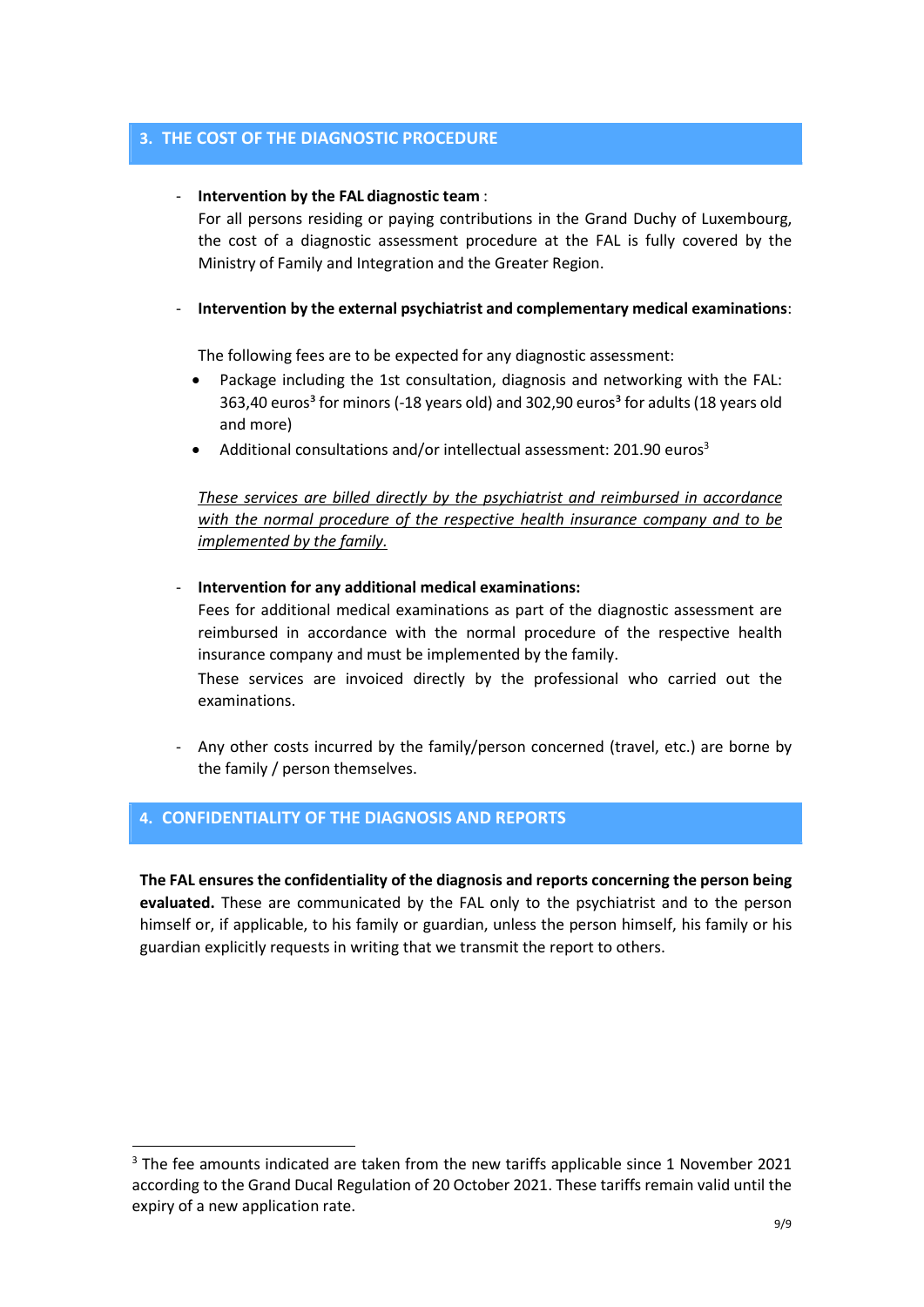## 3. THE COST OF THE DIAGNOSTIC PROCEDURE

- **Intervention by the FAL diagnostic team** :
  For all persons residing or paying contributions in the Grand Duchy of Luxembourg, the cost of a diagnostic assessment procedure at the FAL is fully covered by the Ministry of Family and Integration and the Greater Region.

- **Intervention by the external psychiatrist and complementary medical examinations**:

  The following fees are to be expected for any diagnostic assessment:
  - Package including the 1st consultation, diagnosis and networking with the FAL: 363,40 euros[3] for minors (-18 years old) and 302,90 euros[3] for adults (18 years old and more)
  - Additional consultations and/or intellectual assessment: 201.90 euros[3]

  *These services are billed directly by the psychiatrist and reimbursed in accordance with the normal procedure of the respective health insurance company and to be implemented by the family.*

- **Intervention for any additional medical examinations:**
  Fees for additional medical examinations as part of the diagnostic assessment are reimbursed in accordance with the normal procedure of the respective health insurance company and must be implemented by the family.
  These services are invoiced directly by the professional who carried out the examinations.

- Any other costs incurred by the family/person concerned (travel, etc.) are borne by the family / person themselves.

## 4. CONFIDENTIALITY OF THE DIAGNOSIS AND REPORTS

**The FAL ensures the confidentiality of the diagnosis and reports concerning the person being evaluated.** These are communicated by the FAL only to the psychiatrist and to the person himself or, if applicable, to his family or guardian, unless the person himself, his family or his guardian explicitly requests in writing that we transmit the report to others.

[3] The fee amounts indicated are taken from the new tariffs applicable since 1 November 2021 according to the Grand Ducal Regulation of 20 October 2021. These tariffs remain valid until the expiry of a new application rate.